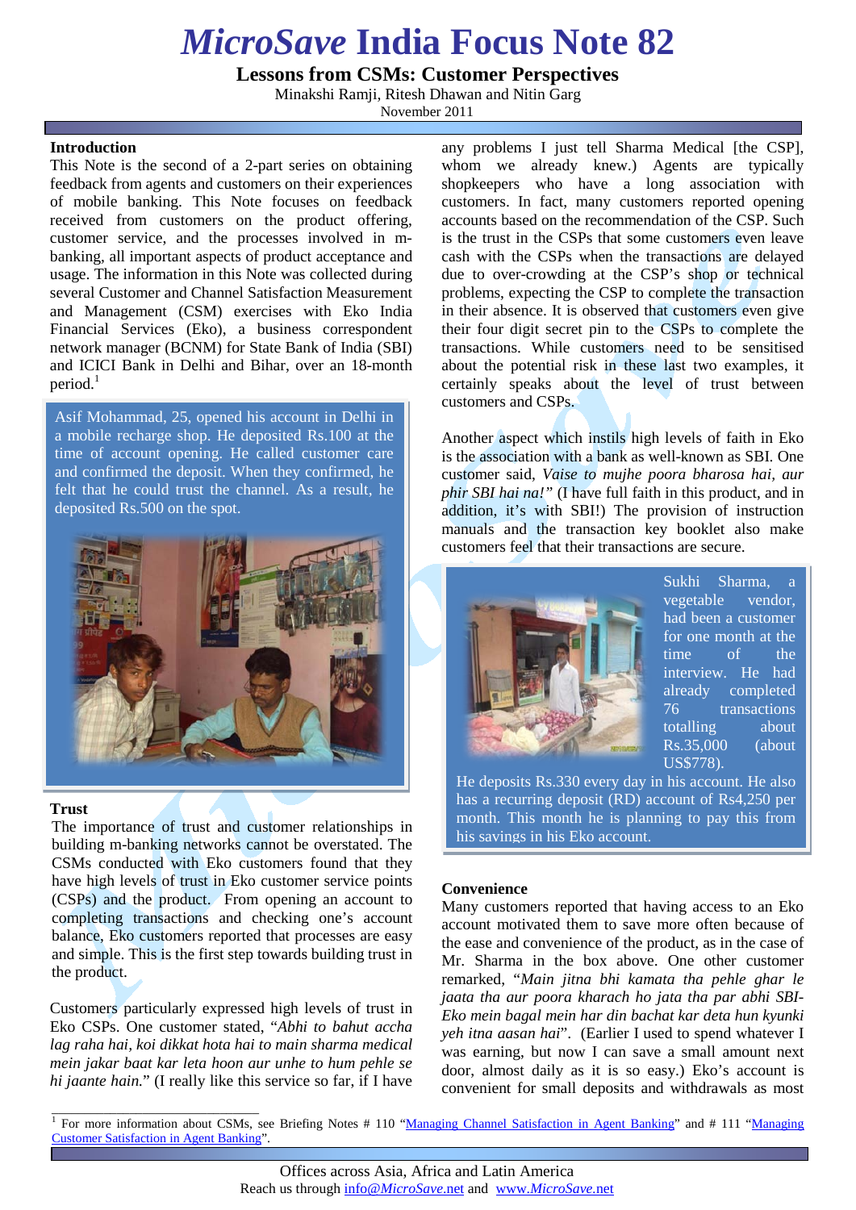# *MicroSave* India Focus Note 82

## Lessons from CSMs: Customer Perspectives

Minakshi Ramji, Ritesh Dhawan and Nitin Garg

November 2011

### Introduction

This Note is the second of a 2-part series on obtaining feedback from agents and customers on their experiences of mobile banking. This Note focuses on feedback received from customers on the product offering, customer service, and the processes involved in m-banking, all important aspects of product acceptance and usage. The information in this Note was collected during several Customer and Channel Satisfaction Measurement and Management (CSM) exercises with Eko India Financial Services (Eko), a business correspondent network manager (BCNM) for State Bank of India (SBI) and ICICI Bank in Delhi and Bihar, over an 18-month period.[1]

> Asif Mohammad, 25, opened his account in Delhi in a mobile recharge shop. He deposited Rs.100 at the time of account opening. He called customer care and confirmed the deposit. When they confirmed, he felt that he could trust the channel. As a result, he deposited Rs.500 on the spot.

### Trust

The importance of trust and customer relationships in building m-banking networks cannot be overstated. The CSMs conducted with Eko customers found that they have high levels of trust in Eko customer service points (CSPs) and the product. From opening an account to completing transactions and checking one's account balance, Eko customers reported that processes are easy and simple. This is the first step towards building trust in the product.

Customers particularly expressed high levels of trust in Eko CSPs. One customer stated, "*Abhi to bahut accha lag raha hai, koi dikkat hota hai to main sharma medical mein jakar baat kar leta hoon aur unhe to hum pehle se hi jaante hain.*" (I really like this service so far, if I have any problems I just tell Sharma Medical [the CSP], whom we already knew.) Agents are typically shopkeepers who have a long association with customers. In fact, many customers reported opening accounts based on the recommendation of the CSP. Such is the trust in the CSPs that some customers even leave cash with the CSPs when the transactions are delayed due to over-crowding at the CSP's shop or technical problems, expecting the CSP to complete the transaction in their absence. It is observed that customers even give their four digit secret pin to the CSPs to complete the transactions. While customers need to be sensitised about the potential risk in these last two examples, it certainly speaks about the level of trust between customers and CSPs.

Another aspect which instils high levels of faith in Eko is the association with a bank as well-known as SBI. One customer said, *Vaise to mujhe poora bharosa hai, aur phir SBI hai na!"* (I have full faith in this product, and in addition, it's with SBI!) The provision of instruction manuals and the transaction key booklet also make customers feel that their transactions are secure.

> Sukhi Sharma, a vegetable vendor, had been a customer for one month at the time of the interview. He had already completed 76 transactions totalling about Rs.35,000 (about US$778). He deposits Rs.330 every day in his account. He also has a recurring deposit (RD) account of Rs4,250 per month. This month he is planning to pay this from his savings in his Eko account.

### Convenience

Many customers reported that having access to an Eko account motivated them to save more often because of the ease and convenience of the product, as in the case of Mr. Sharma in the box above. One other customer remarked, "*Main jitna bhi kamata tha pehle ghar le jaata tha aur poora kharach ho jata tha par abhi SBI-Eko mein bagal mein har din bachat kar deta hun kyunki yeh itna aasan hai*". (Earlier I used to spend whatever I was earning, but now I can save a small amount next door, almost daily as it is so easy.) Eko's account is convenient for small deposits and withdrawals as most

---

[1] For more information about CSMs, see Briefing Notes # 110 "Managing Channel Satisfaction in Agent Banking" and # 111 "Managing Customer Satisfaction in Agent Banking".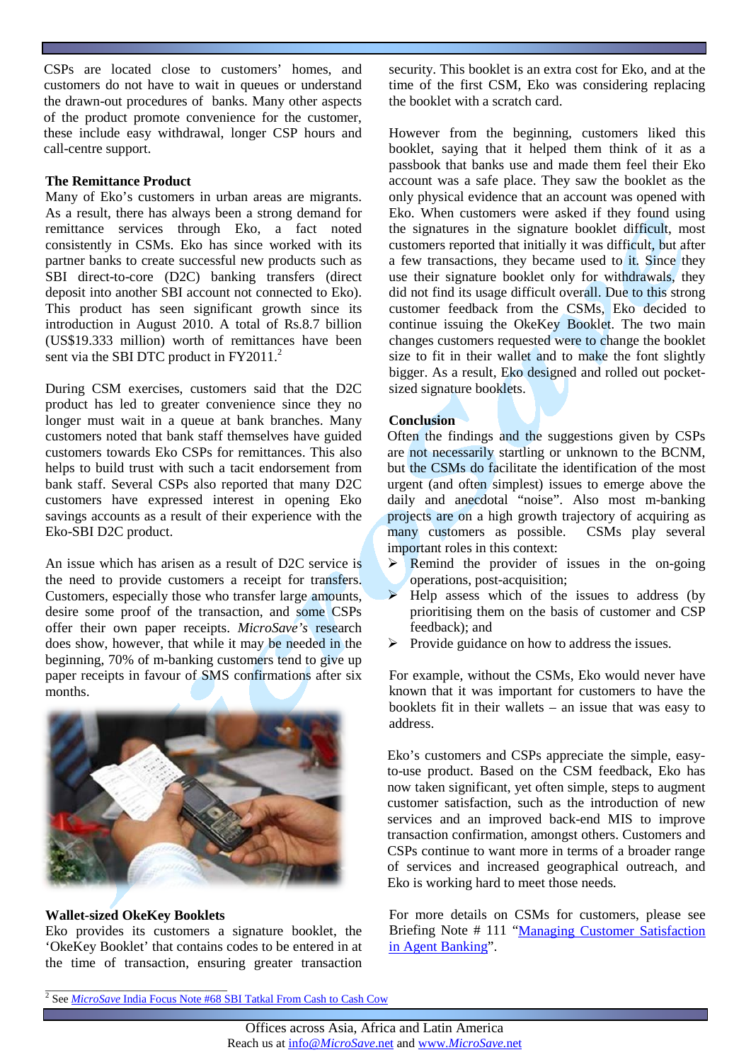CSPs are located close to customers' homes, and customers do not have to wait in queues or understand the drawn-out procedures of banks. Many other aspects of the product promote convenience for the customer, these include easy withdrawal, longer CSP hours and call-centre support.

**The Remittance Product**

Many of Eko's customers in urban areas are migrants. As a result, there has always been a strong demand for remittance services through Eko, a fact noted consistently in CSMs. Eko has since worked with its partner banks to create successful new products such as SBI direct-to-core (D2C) banking transfers (direct deposit into another SBI account not connected to Eko). This product has seen significant growth since its introduction in August 2010. A total of Rs.8.7 billion (US$19.333 million) worth of remittances have been sent via the SBI DTC product in FY2011.[2]

During CSM exercises, customers said that the D2C product has led to greater convenience since they no longer must wait in a queue at bank branches. Many customers noted that bank staff themselves have guided customers towards Eko CSPs for remittances. This also helps to build trust with such a tacit endorsement from bank staff. Several CSPs also reported that many D2C customers have expressed interest in opening Eko savings accounts as a result of their experience with the Eko-SBI D2C product.

An issue which has arisen as a result of D2C service is the need to provide customers a receipt for transfers. Customers, especially those who transfer large amounts, desire some proof of the transaction, and some CSPs offer their own paper receipts. *MicroSave's* research does show, however, that while it may be needed in the beginning, 70% of m-banking customers tend to give up paper receipts in favour of SMS confirmations after six months.

**Wallet-sized OkeKey Booklets**

Eko provides its customers a signature booklet, the 'OkeKey Booklet' that contains codes to be entered in at the time of transaction, ensuring greater transaction security. This booklet is an extra cost for Eko, and at the time of the first CSM, Eko was considering replacing the booklet with a scratch card.

However from the beginning, customers liked this booklet, saying that it helped them think of it as a passbook that banks use and made them feel their Eko account was a safe place. They saw the booklet as the only physical evidence that an account was opened with Eko. When customers were asked if they found using the signatures in the signature booklet difficult, most customers reported that initially it was difficult, but after a few transactions, they became used to it. Since they use their signature booklet only for withdrawals, they did not find its usage difficult overall. Due to this strong customer feedback from the CSMs, Eko decided to continue issuing the OkeKey Booklet. The two main changes customers requested were to change the booklet size to fit in their wallet and to make the font slightly bigger. As a result, Eko designed and rolled out pocket-sized signature booklets.

**Conclusion**

Often the findings and the suggestions given by CSPs are not necessarily startling or unknown to the BCNM, but the CSMs do facilitate the identification of the most urgent (and often simplest) issues to emerge above the daily and anecdotal "noise". Also most m-banking projects are on a high growth trajectory of acquiring as many customers as possible. CSMs play several important roles in this context:

- Remind the provider of issues in the on-going operations, post-acquisition;
- Help assess which of the issues to address (by prioritising them on the basis of customer and CSP feedback); and
- Provide guidance on how to address the issues.

For example, without the CSMs, Eko would never have known that it was important for customers to have the booklets fit in their wallets – an issue that was easy to address.

Eko's customers and CSPs appreciate the simple, easy-to-use product. Based on the CSM feedback, Eko has now taken significant, yet often simple, steps to augment customer satisfaction, such as the introduction of new services and an improved back-end MIS to improve transaction confirmation, amongst others. Customers and CSPs continue to want more in terms of a broader range of services and increased geographical outreach, and Eko is working hard to meet those needs.

For more details on CSMs for customers, please see Briefing Note # 111 "Managing Customer Satisfaction in Agent Banking".

[2] See *MicroSave* India Focus Note #68 SBI Tatkal From Cash to Cash Cow

Offices across Asia, Africa and Latin America
Reach us at info@*MicroSave*.net and www.*MicroSave*.net